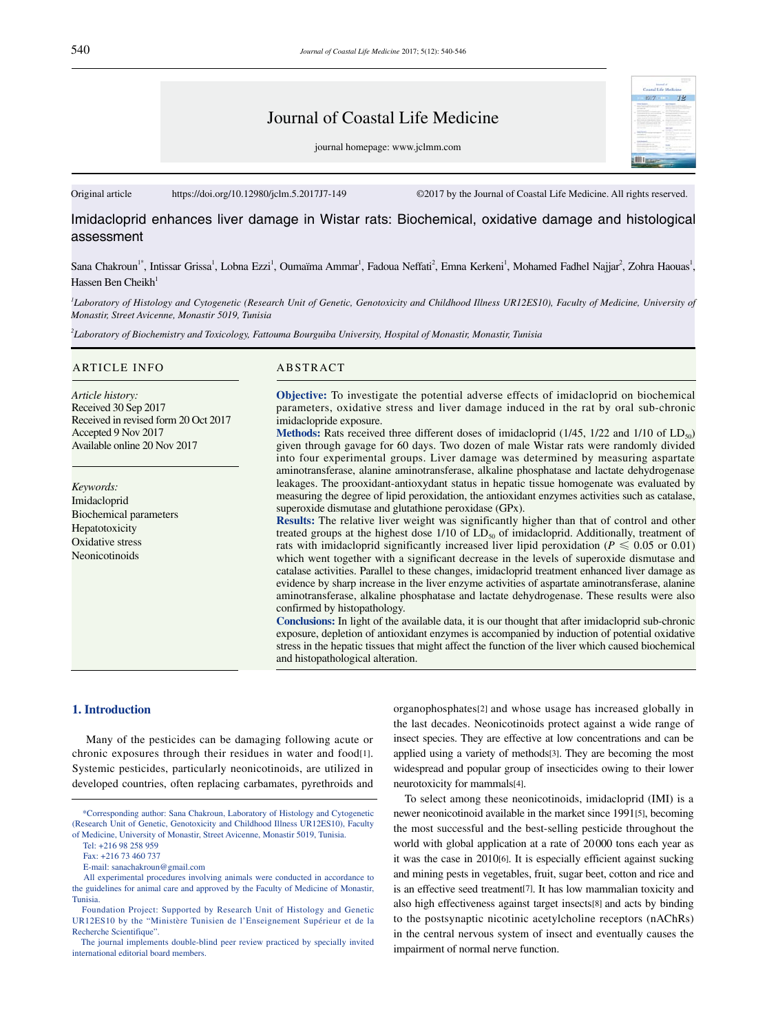Journal of Coastal Life Medicine

journal homepage: www.jclmm.com

Original article https://doi.org/10.12980/jclm.5.2017J7-149 ©2017 by the Journal of Coastal Life Medicine. All rights reserved.

# Imidacloprid enhances liver damage in Wistar rats: Biochemical, oxidative damage and histological assessment

Sana Chakroun[1*], Intissar Grissa[1], Lobna Ezzi[1], Oumaïma Ammar[1], Fadoua Neffati[2], Emna Kerkeni[1], Mohamed Fadhel Najjar[2], Zohra Haouas[1], Hassen Ben Cheikh[1]

[1]*Laboratory of Histology and Cytogenetic (Research Unit of Genetic, Genotoxicity and Childhood Illness UR12ES10), Faculty of Medicine, University of Monastir, Street Avicenne, Monastir 5019, Tunisia*

[2]*Laboratory of Biochemistry and Toxicology, Fattouma Bourguiba University, Hospital of Monastir, Monastir, Tunisia*

## ARTICLE INFO

*Article history:*
Received 30 Sep 2017
Received in revised form 20 Oct 2017
Accepted 9 Nov 2017
Available online 20 Nov 2017

*Keywords:*
Imidacloprid
Biochemical parameters
Hepatotoxicity
Oxidative stress
Neonicotinoids

## ABSTRACT

**Objective:** To investigate the potential adverse effects of imidacloprid on biochemical parameters, oxidative stress and liver damage induced in the rat by oral sub-chronic imidaclopride exposure.

**Methods:** Rats received three different doses of imidacloprid (1/45, 1/22 and 1/10 of $LD_{50}$) given through gavage for 60 days. Two dozen of male Wistar rats were randomly divided into four experimental groups. Liver damage was determined by measuring aspartate aminotransferase, alanine aminotransferase, alkaline phosphatase and lactate dehydrogenase leakages. The prooxidant-antioxydant status in hepatic tissue homogenate was evaluated by measuring the degree of lipid peroxidation, the antioxidant enzymes activities such as catalase, superoxide dismutase and glutathione peroxidase (GPx).

**Results:** The relative liver weight was significantly higher than that of control and other treated groups at the highest dose 1/10 of $LD_{50}$ of imidacloprid. Additionally, treatment of rats with imidacloprid significantly increased liver lipid peroxidation ($P \leqslant 0.05$ or 0.01) which went together with a significant decrease in the levels of superoxide dismutase and catalase activities. Parallel to these changes, imidacloprid treatment enhanced liver damage as evidence by sharp increase in the liver enzyme activities of aspartate aminotransferase, alanine aminotransferase, alkaline phosphatase and lactate dehydrogenase. These results were also confirmed by histopathology.

**Conclusions:** In light of the available data, it is our thought that after imidacloprid sub-chronic exposure, depletion of antioxidant enzymes is accompanied by induction of potential oxidative stress in the hepatic tissues that might affect the function of the liver which caused biochemical and histopathological alteration.

## 1. Introduction

Many of the pesticides can be damaging following acute or chronic exposures through their residues in water and food[1]. Systemic pesticides, particularly neonicotinoids, are utilized in developed countries, often replacing carbamates, pyrethroids and organophosphates[2] and whose usage has increased globally in the last decades. Neonicotinoids protect against a wide range of insect species. They are effective at low concentrations and can be applied using a variety of methods[3]. They are becoming the most widespread and popular group of insecticides owing to their lower neurotoxicity for mammals[4].

To select among these neonicotinoids, imidacloprid (IMI) is a newer neonicotinoid available in the market since 1991[5], becoming the most successful and the best-selling pesticide throughout the world with global application at a rate of 20000 tons each year as it was the case in 2010[6]. It is especially efficient against sucking and mining pests in vegetables, fruit, sugar beet, cotton and rice and is an effective seed treatment[7]. It has low mammalian toxicity and also high effectiveness against target insects[8] and acts by binding to the postsynaptic nicotinic acetylcholine receptors (nAChRs) in the central nervous system of insect and eventually causes the impairment of normal nerve function.

*Corresponding author: Sana Chakroun, Laboratory of Histology and Cytogenetic (Research Unit of Genetic, Genotoxicity and Childhood Illness UR12ES10), Faculty of Medicine, University of Monastir, Street Avicenne, Monastir 5019, Tunisia.
Tel: +216 98 258 959
Fax: +216 73 460 737
E-mail: sanachakroun@gmail.com

All experimental procedures involving animals were conducted in accordance to the guidelines for animal care and approved by the Faculty of Medicine of Monastir, Tunisia.

Foundation Project: Supported by Research Unit of Histology and Genetic UR12ES10 by the "Ministère Tunisien de l'Enseignement Supérieur et de la Recherche Scientifique".

The journal implements double-blind peer review practiced by specially invited international editorial board members.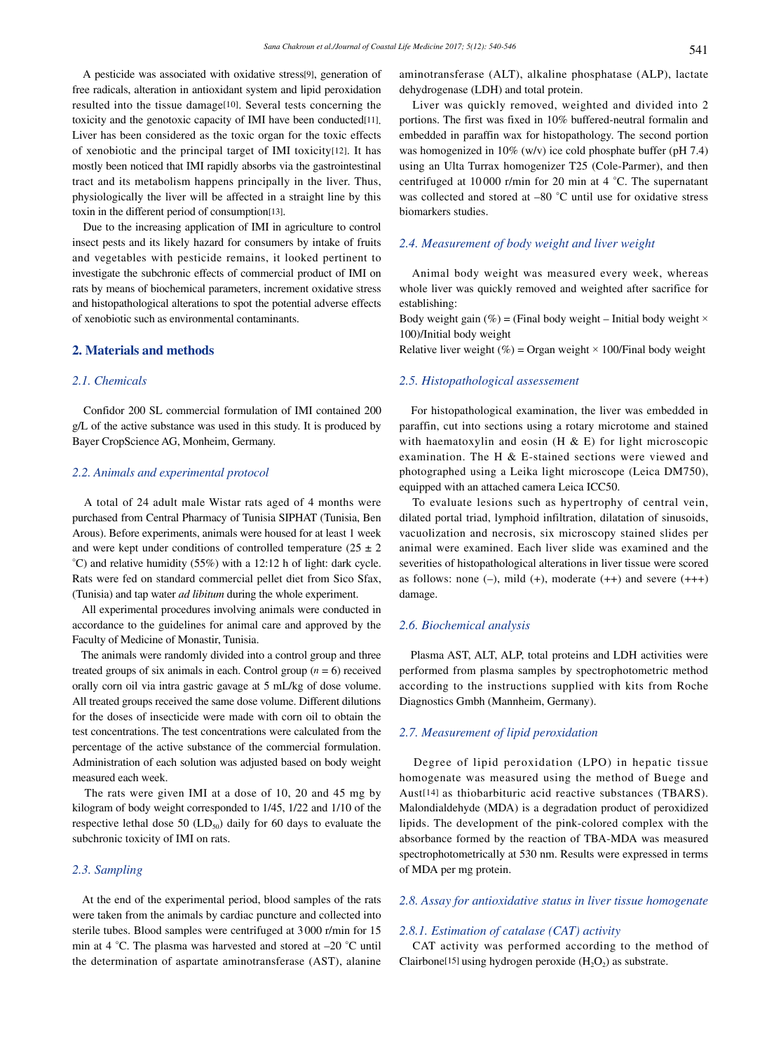A pesticide was associated with oxidative stress[9], generation of free radicals, alteration in antioxidant system and lipid peroxidation resulted into the tissue damage[10]. Several tests concerning the toxicity and the genotoxic capacity of IMI have been conducted[11]. Liver has been considered as the toxic organ for the toxic effects of xenobiotic and the principal target of IMI toxicity[12]. It has mostly been noticed that IMI rapidly absorbs via the gastrointestinal tract and its metabolism happens principally in the liver. Thus, physiologically the liver will be affected in a straight line by this toxin in the different period of consumption[13].

Due to the increasing application of IMI in agriculture to control insect pests and its likely hazard for consumers by intake of fruits and vegetables with pesticide remains, it looked pertinent to investigate the subchronic effects of commercial product of IMI on rats by means of biochemical parameters, increment oxidative stress and histopathological alterations to spot the potential adverse effects of xenobiotic such as environmental contaminants.

## 2. Materials and methods

### 2.1. Chemicals

Confidor 200 SL commercial formulation of IMI contained 200 g/L of the active substance was used in this study. It is produced by Bayer CropScience AG, Monheim, Germany.

### 2.2. Animals and experimental protocol

A total of 24 adult male Wistar rats aged of 4 months were purchased from Central Pharmacy of Tunisia SIPHAT (Tunisia, Ben Arous). Before experiments, animals were housed for at least 1 week and were kept under conditions of controlled temperature (25 ± 2 °C) and relative humidity (55%) with a 12:12 h of light: dark cycle. Rats were fed on standard commercial pellet diet from Sico Sfax, (Tunisia) and tap water *ad libitum* during the whole experiment.

All experimental procedures involving animals were conducted in accordance to the guidelines for animal care and approved by the Faculty of Medicine of Monastir, Tunisia.

The animals were randomly divided into a control group and three treated groups of six animals in each. Control group ($n = 6$) received orally corn oil via intra gastric gavage at 5 mL/kg of dose volume. All treated groups received the same dose volume. Different dilutions for the doses of insecticide were made with corn oil to obtain the test concentrations. The test concentrations were calculated from the percentage of the active substance of the commercial formulation. Administration of each solution was adjusted based on body weight measured each week.

The rats were given IMI at a dose of 10, 20 and 45 mg by kilogram of body weight corresponded to 1/45, 1/22 and 1/10 of the respective lethal dose 50 ($LD_{50}$) daily for 60 days to evaluate the subchronic toxicity of IMI on rats.

### 2.3. Sampling

At the end of the experimental period, blood samples of the rats were taken from the animals by cardiac puncture and collected into sterile tubes. Blood samples were centrifuged at 3 000 r/min for 15 min at 4 °C. The plasma was harvested and stored at –20 °C until the determination of aspartate aminotransferase (AST), alanine aminotransferase (ALT), alkaline phosphatase (ALP), lactate dehydrogenase (LDH) and total protein.

Liver was quickly removed, weighted and divided into 2 portions. The first was fixed in 10% buffered-neutral formalin and embedded in paraffin wax for histopathology. The second portion was homogenized in 10% (w/v) ice cold phosphate buffer (pH 7.4) using an Ulta Turrax homogenizer T25 (Cole-Parmer), and then centrifuged at 10 000 r/min for 20 min at 4 °C. The supernatant was collected and stored at –80 °C until use for oxidative stress biomarkers studies.

### 2.4. Measurement of body weight and liver weight

Animal body weight was measured every week, whereas whole liver was quickly removed and weighted after sacrifice for establishing:

Body weight gain (%) = (Final body weight – Initial body weight × 100)/Initial body weight

Relative liver weight (%) = Organ weight × 100/Final body weight

### 2.5. Histopathological assessement

For histopathological examination, the liver was embedded in paraffin, cut into sections using a rotary microtome and stained with haematoxylin and eosin (H & E) for light microscopic examination. The H & E-stained sections were viewed and photographed using a Leika light microscope (Leica DM750), equipped with an attached camera Leica ICC50.

To evaluate lesions such as hypertrophy of central vein, dilated portal triad, lymphoid infiltration, dilatation of sinusoids, vacuolization and necrosis, six microscopy stained slides per animal were examined. Each liver slide was examined and the severities of histopathological alterations in liver tissue were scored as follows: none (–), mild (+), moderate (++) and severe (+++) damage.

### 2.6. Biochemical analysis

Plasma AST, ALT, ALP, total proteins and LDH activities were performed from plasma samples by spectrophotometric method according to the instructions supplied with kits from Roche Diagnostics Gmbh (Mannheim, Germany).

### 2.7. Measurement of lipid peroxidation

Degree of lipid peroxidation (LPO) in hepatic tissue homogenate was measured using the method of Buege and Aust[14] as thiobarbituric acid reactive substances (TBARS). Malondialdehyde (MDA) is a degradation product of peroxidized lipids. The development of the pink-colored complex with the absorbance formed by the reaction of TBA-MDA was measured spectrophotometrically at 530 nm. Results were expressed in terms of MDA per mg protein.

### 2.8. Assay for antioxidative status in liver tissue homogenate

#### 2.8.1. Estimation of catalase (CAT) activity

CAT activity was performed according to the method of Clairbone[15] using hydrogen peroxide ($H_2O_2$) as substrate.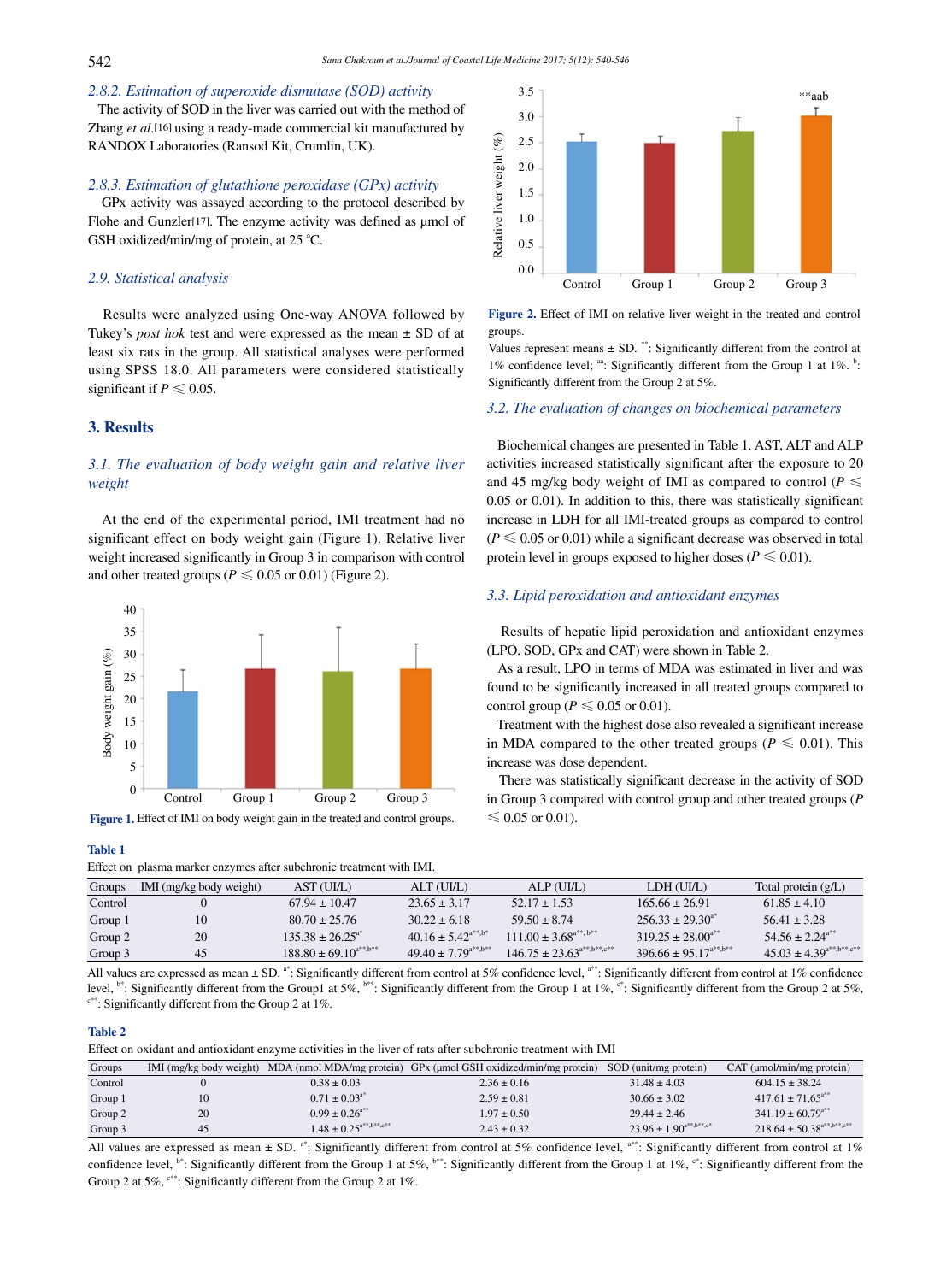### 2.8.2. Estimation of superoxide dismutase (SOD) activity

The activity of SOD in the liver was carried out with the method of Zhang *et al.*[16] using a ready-made commercial kit manufactured by RANDOX Laboratories (Ransod Kit, Crumlin, UK).

### 2.8.3. Estimation of glutathione peroxidase (GPx) activity

GPx activity was assayed according to the protocol described by Flohe and Gunzler[17]. The enzyme activity was defined as μmol of GSH oxidized/min/mg of protein, at 25 °C.

### 2.9. Statistical analysis

Results were analyzed using One-way ANOVA followed by Tukey's *post hok* test and were expressed as the mean ± SD of at least six rats in the group. All statistical analyses were performed using SPSS 18.0. All parameters were considered statistically significant if $P \leqslant 0.05$.

## 3. Results

### 3.1. The evaluation of body weight gain and relative liver weight

At the end of the experimental period, IMI treatment had no significant effect on body weight gain (Figure 1). Relative liver weight increased significantly in Group 3 in comparison with control and other treated groups ($P \leqslant 0.05$ or 0.01) (Figure 2).

**Figure 1.** Effect of IMI on body weight gain in the treated and control groups.

**Figure 2.** Effect of IMI on relative liver weight in the treated and control groups.

Values represent means ± SD. **: Significantly different from the control at 1% confidence level; aa: Significantly different from the Group 1 at 1%. b: Significantly different from the Group 2 at 5%.

### 3.2. The evaluation of changes on biochemical parameters

Biochemical changes are presented in Table 1. AST, ALT and ALP activities increased statistically significant after the exposure to 20 and 45 mg/kg body weight of IMI as compared to control ($P \leqslant 0.05$ or 0.01). In addition to this, there was statistically significant increase in LDH for all IMI-treated groups as compared to control ($P \leqslant 0.05$ or 0.01) while a significant decrease was observed in total protein level in groups exposed to higher doses ($P \leqslant 0.01$).

### 3.3. Lipid peroxidation and antioxidant enzymes

Results of hepatic lipid peroxidation and antioxidant enzymes (LPO, SOD, GPx and CAT) were shown in Table 2.

As a result, LPO in terms of MDA was estimated in liver and was found to be significantly increased in all treated groups compared to control group ($P \leqslant 0.05$ or 0.01).

Treatment with the highest dose also revealed a significant increase in MDA compared to the other treated groups ($P \leqslant 0.01$). This increase was dose dependent.

There was statistically significant decrease in the activity of SOD in Group 3 compared with control group and other treated groups ($P \leqslant 0.05$ or 0.01).

**Table 1**

Effect on plasma marker enzymes after subchronic treatment with IMI.

| Groups | IMI (mg/kg body weight) | AST (UI/L) | ALT (UI/L) | ALP (UI/L) | LDH (UI/L) | Total protein (g/L) |
|---|---|---|---|---|---|---|
| Control | 0 | 67.94 ± 10.47 | 23.65 ± 3.17 | 52.17 ± 1.53 | 165.66 ± 26.91 | 61.85 ± 4.10 |
| Group 1 | 10 | 80.70 ± 25.76 | 30.22 ± 6.18 | 59.50 ± 8.74 | 256.33 ± 29.30[a*] | 56.41 ± 3.28 |
| Group 2 | 20 | 135.38 ± 26.25[a*] | 40.16 ± 5.42[a**,b*] | 111.00 ± 3.68[a**,b**] | 319.25 ± 28.00[a**] | 54.56 ± 2.24[a**] |
| Group 3 | 45 | 188.80 ± 69.10[a**,b**] | 49.40 ± 7.79[a**,b**] | 146.75 ± 23.63[a**,b**,c**] | 396.66 ± 95.17[a**,b**] | 45.03 ± 4.39[a**,b**,c**] |

All values are expressed as mean ± SD. a*: Significantly different from control at 5% confidence level, a**: Significantly different from control at 1% confidence level, b*: Significantly different from the Group1 at 5%, b**: Significantly different from the Group 1 at 1%, c*: Significantly different from the Group 2 at 5%, c**: Significantly different from the Group 2 at 1%.

**Table 2**

Effect on oxidant and antioxidant enzyme activities in the liver of rats after subchronic treatment with IMI

| Groups | IMI (mg/kg body weight) | MDA (nmol MDA/mg protein) | GPx (μmol GSH oxidized/min/mg protein) | SOD (unit/mg protein) | CAT (μmol/min/mg protein) |
|---|---|---|---|---|---|
| Control | 0 | 0.38 ± 0.03 | 2.36 ± 0.16 | 31.48 ± 4.03 | 604.15 ± 38.24 |
| Group 1 | 10 | 0.71 ± 0.03[a*] | 2.59 ± 0.81 | 30.66 ± 3.02 | 417.61 ± 71.65[a**] |
| Group 2 | 20 | 0.99 ± 0.26[a**] | 1.97 ± 0.50 | 29.44 ± 2.46 | 341.19 ± 60.79[a**] |
| Group 3 | 45 | 1.48 ± 0.25[a**,b**,c**] | 2.43 ± 0.32 | 23.96 ± 1.90[a**,b**,c*] | 218.64 ± 50.38[a**,b**,c**] |

All values are expressed as mean ± SD. a*: Significantly different from control at 5% confidence level, a**: Significantly different from control at 1% confidence level, b*: Significantly different from the Group 1 at 5%, b**: Significantly different from the Group 1 at 1%, c*: Significantly different from the Group 2 at 5%, c**: Significantly different from the Group 2 at 1%.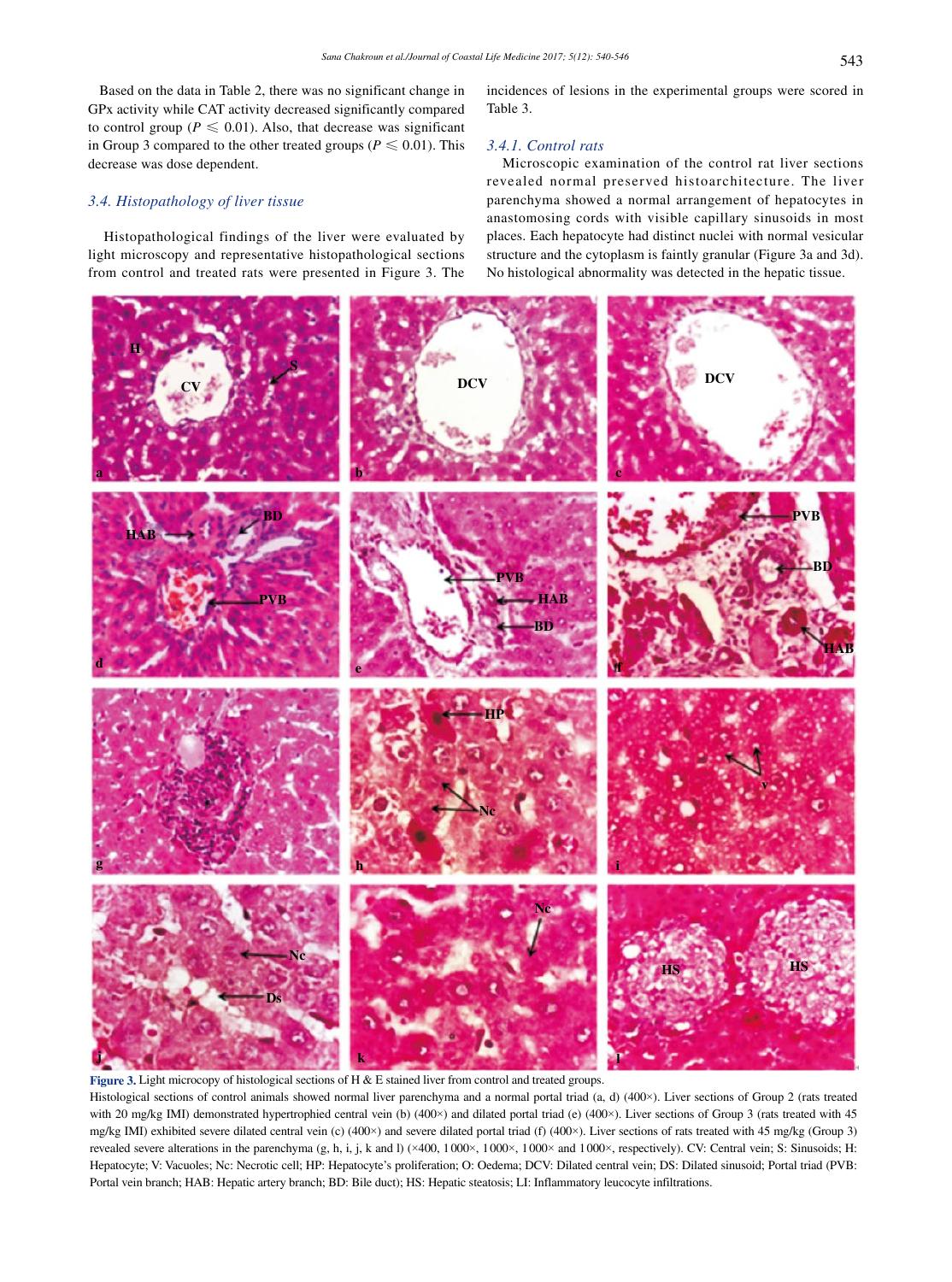Based on the data in Table 2, there was no significant change in GPx activity while CAT activity decreased significantly compared to control group ($P \leqslant 0.01$). Also, that decrease was significant in Group 3 compared to the other treated groups ($P \leqslant 0.01$). This decrease was dose dependent.

### 3.4. Histopathology of liver tissue

Histopathological findings of the liver were evaluated by light microscopy and representative histopathological sections from control and treated rats were presented in Figure 3. The incidences of lesions in the experimental groups were scored in Table 3.

#### 3.4.1. Control rats

Microscopic examination of the control rat liver sections revealed normal preserved histoarchitecture. The liver parenchyma showed a normal arrangement of hepatocytes in anastomosing cords with visible capillary sinusoids in most places. Each hepatocyte had distinct nuclei with normal vesicular structure and the cytoplasm is faintly granular (Figure 3a and 3d). No histological abnormality was detected in the hepatic tissue.

**Figure 3.** Light microcopy of histological sections of H & E stained liver from control and treated groups.
Histological sections of control animals showed normal liver parenchyma and a normal portal triad (a, d) (400×). Liver sections of Group 2 (rats treated with 20 mg/kg IMI) demonstrated hypertrophied central vein (b) (400×) and dilated portal triad (e) (400×). Liver sections of Group 3 (rats treated with 45 mg/kg IMI) exhibited severe dilated central vein (c) (400×) and severe dilated portal triad (f) (400×). Liver sections of rats treated with 45 mg/kg (Group 3) revealed severe alterations in the parenchyma (g, h, i, j, k and l) (×400, 1 000×, 1 000×, 1 000× and 1 000×, respectively). CV: Central vein; S: Sinusoids; H: Hepatocyte; V: Vacuoles; Nc: Necrotic cell; HP: Hepatocyte's proliferation; O: Oedema; DCV: Dilated central vein; DS: Dilated sinusoid; Portal triad (PVB: Portal vein branch; HAB: Hepatic artery branch; BD: Bile duct); HS: Hepatic steatosis; LI: Inflammatory leucocyte infiltrations.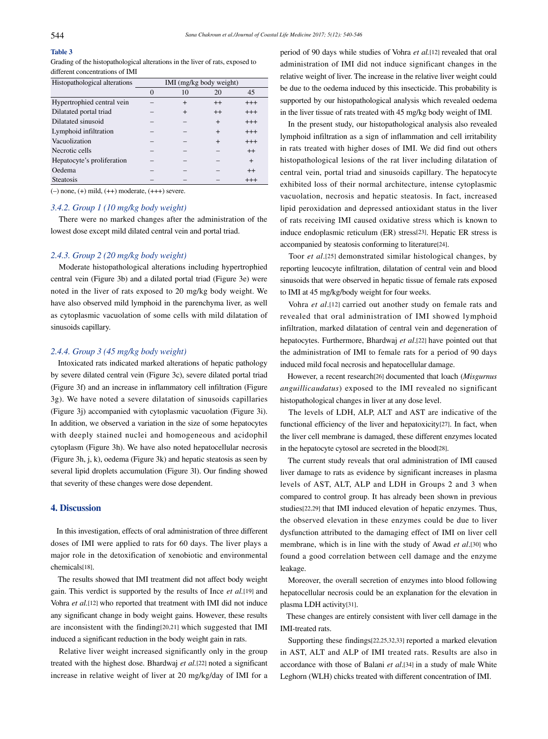**Table 3**

Grading of the histopathological alterations in the liver of rats, exposed to different concentrations of IMI

| Histopathological alterations | IMI (mg/kg body weight) | | | |
|---|---|---|---|---|
| | 0 | 10 | 20 | 45 |
| Hypertrophied central vein | – | + | ++ | +++ |
| Dilatated portal triad | – | + | ++ | +++ |
| Dilatated sinusoid | – | – | + | +++ |
| Lymphoid infiltration | – | – | + | +++ |
| Vacuolization | – | – | + | +++ |
| Necrotic cells | – | – | – | ++ |
| Hepatocyte's proliferation | – | – | – | + |
| Oedema | – | – | – | ++ |
| Steatosis | – | – | – | +++ |

(–) none, (+) mild, (++) moderate, (+++) severe.

### *3.4.2. Group 1 (10 mg/kg body weight)*

There were no marked changes after the administration of the lowest dose except mild dilated central vein and portal triad.

### *2.4.3. Group 2 (20 mg/kg body weight)*

Moderate histopathological alterations including hypertrophied central vein (Figure 3b) and a dilated portal triad (Figure 3e) were noted in the liver of rats exposed to 20 mg/kg body weight. We have also observed mild lymphoid in the parenchyma liver, as well as cytoplasmic vacuolation of some cells with mild dilatation of sinusoids capillary.

### *2.4.4. Group 3 (45 mg/kg body weight)*

Intoxicated rats indicated marked alterations of hepatic pathology by severe dilated central vein (Figure 3c), severe dilated portal triad (Figure 3f) and an increase in inflammatory cell infiltration (Figure 3g). We have noted a severe dilatation of sinusoids capillaries (Figure 3j) accompanied with cytoplasmic vacuolation (Figure 3i). In addition, we observed a variation in the size of some hepatocytes with deeply stained nuclei and homogeneous and acidophil cytoplasm (Figure 3h). We have also noted hepatocellular necrosis (Figure 3h, j, k), oedema (Figure 3k) and hepatic steatosis as seen by several lipid droplets accumulation (Figure 3l). Our finding showed that severity of these changes were dose dependent.

## 4. Discussion

In this investigation, effects of oral administration of three different doses of IMI were applied to rats for 60 days. The liver plays a major role in the detoxification of xenobiotic and environmental chemicals[18].

The results showed that IMI treatment did not affect body weight gain. This verdict is supported by the results of Ince *et al.*[19] and Vohra *et al.*[12] who reported that treatment with IMI did not induce any significant change in body weight gains. However, these results are inconsistent with the finding[20,21] which suggested that IMI induced a significant reduction in the body weight gain in rats.

Relative liver weight increased significantly only in the group treated with the highest dose. Bhardwaj *et al.*[22] noted a significant increase in relative weight of liver at 20 mg/kg/day of IMI for a period of 90 days while studies of Vohra *et al.*[12] revealed that oral administration of IMI did not induce significant changes in the relative weight of liver. The increase in the relative liver weight could be due to the oedema induced by this insecticide. This probability is supported by our histopathological analysis which revealed oedema in the liver tissue of rats treated with 45 mg/kg body weight of IMI.

In the present study, our histopathological analysis also revealed lymphoid infiltration as a sign of inflammation and cell irritability in rats treated with higher doses of IMI. We did find out others histopathological lesions of the rat liver including dilatation of central vein, portal triad and sinusoids capillary. The hepatocyte exhibited loss of their normal architecture, intense cytoplasmic vacuolation, necrosis and hepatic steatosis. In fact, increased lipid peroxidation and depressed antioxidant status in the liver of rats receiving IMI caused oxidative stress which is known to induce endoplasmic reticulum (ER) stress[23]. Hepatic ER stress is accompanied by steatosis conforming to literature[24].

Toor *et al.*[25] demonstrated similar histological changes, by reporting leucocyte infiltration, dilatation of central vein and blood sinusoids that were observed in hepatic tissue of female rats exposed to IMI at 45 mg/kg/body weight for four weeks.

Vohra *et al.*[12] carried out another study on female rats and revealed that oral administration of IMI showed lymphoid infiltration, marked dilatation of central vein and degeneration of hepatocytes. Furthermore, Bhardwaj *et al.*[22] have pointed out that the administration of IMI to female rats for a period of 90 days induced mild focal necrosis and hepatocellular damage.

However, a recent research[26] documented that loach (*Misgurnus anguillicaudatus*) exposed to the IMI revealed no significant histopathological changes in liver at any dose level.

The levels of LDH, ALP, ALT and AST are indicative of the functional efficiency of the liver and hepatoxicity[27]. In fact, when the liver cell membrane is damaged, these different enzymes located in the hepatocyte cytosol are secreted in the blood[28].

The current study reveals that oral administration of IMI caused liver damage to rats as evidence by significant increases in plasma levels of AST, ALT, ALP and LDH in Groups 2 and 3 when compared to control group. It has already been shown in previous studies[22,29] that IMI induced elevation of hepatic enzymes. Thus, the observed elevation in these enzymes could be due to liver dysfunction attributed to the damaging effect of IMI on liver cell membrane, which is in line with the study of Awad *et al.*[30] who found a good correlation between cell damage and the enzyme leakage.

Moreover, the overall secretion of enzymes into blood following hepatocellular necrosis could be an explanation for the elevation in plasma LDH activity[31].

These changes are entirely consistent with liver cell damage in the IMI-treated rats.

Supporting these findings[22,25,32,33] reported a marked elevation in AST, ALT and ALP of IMI treated rats. Results are also in accordance with those of Balani *et al.*[34] in a study of male White Leghorn (WLH) chicks treated with different concentration of IMI.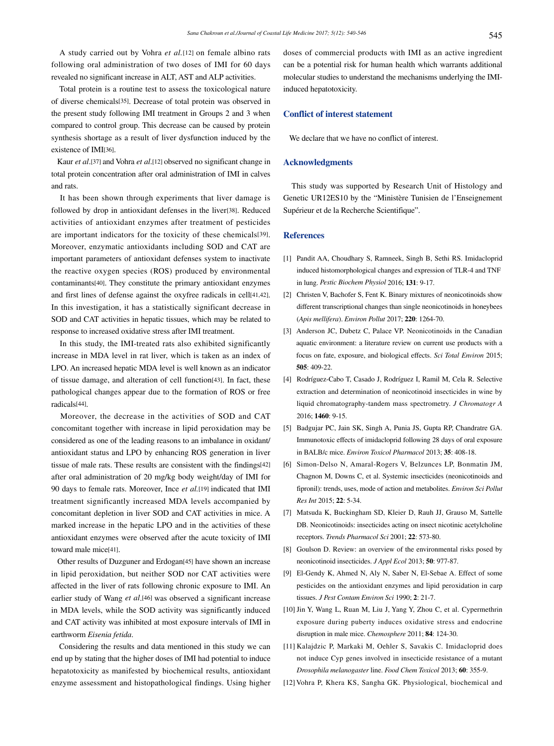A study carried out by Vohra *et al.*[12] on female albino rats following oral administration of two doses of IMI for 60 days revealed no significant increase in ALT, AST and ALP activities.

Total protein is a routine test to assess the toxicological nature of diverse chemicals[35]. Decrease of total protein was observed in the present study following IMI treatment in Groups 2 and 3 when compared to control group. This decrease can be caused by protein synthesis shortage as a result of liver dysfunction induced by the existence of IMI[36].

Kaur *et al.*[37] and Vohra *et al.*[12] observed no significant change in total protein concentration after oral administration of IMI in calves and rats.

It has been shown through experiments that liver damage is followed by drop in antioxidant defenses in the liver[38]. Reduced activities of antioxidant enzymes after treatment of pesticides are important indicators for the toxicity of these chemicals[39]. Moreover, enzymatic antioxidants including SOD and CAT are important parameters of antioxidant defenses system to inactivate the reactive oxygen species (ROS) produced by environmental contaminants[40]. They constitute the primary antioxidant enzymes and first lines of defense against the oxyfree radicals in cell[41,42]. In this investigation, it has a statistically significant decrease in SOD and CAT activities in hepatic tissues, which may be related to response to increased oxidative stress after IMI treatment.

In this study, the IMI-treated rats also exhibited significantly increase in MDA level in rat liver, which is taken as an index of LPO. An increased hepatic MDA level is well known as an indicator of tissue damage, and alteration of cell function[43]. In fact, these pathological changes appear due to the formation of ROS or free radicals[44].

Moreover, the decrease in the activities of SOD and CAT concomitant together with increase in lipid peroxidation may be considered as one of the leading reasons to an imbalance in oxidant/antioxidant status and LPO by enhancing ROS generation in liver tissue of male rats. These results are consistent with the findings[42] after oral administration of 20 mg/kg body weight/day of IMI for 90 days to female rats. Moreover, Ince *et al.*[19] indicated that IMI treatment significantly increased MDA levels accompanied by concomitant depletion in liver SOD and CAT activities in mice. A marked increase in the hepatic LPO and in the activities of these antioxidant enzymes were observed after the acute toxicity of IMI toward male mice[41].

Other results of Duzguner and Erdogan[45] have shown an increase in lipid peroxidation, but neither SOD nor CAT activities were affected in the liver of rats following chronic exposure to IMI. An earlier study of Wang *et al.*[46] was observed a significant increase in MDA levels, while the SOD activity was significantly induced and CAT activity was inhibited at most exposure intervals of IMI in earthworm *Eisenia fetida*.

Considering the results and data mentioned in this study we can end up by stating that the higher doses of IMI had potential to induce hepatotoxicity as manifested by biochemical results, antioxidant enzyme assessment and histopathological findings. Using higher doses of commercial products with IMI as an active ingredient can be a potential risk for human health which warrants additional molecular studies to understand the mechanisms underlying the IMI-induced hepatotoxicity.

## Conflict of interest statement

We declare that we have no conflict of interest.

## Acknowledgments

This study was supported by Research Unit of Histology and Genetic UR12ES10 by the "Ministère Tunisien de l'Enseignement Supérieur et de la Recherche Scientifique".

## References

[1] Pandit AA, Choudhary S, Ramneek, Singh B, Sethi RS. Imidacloprid induced histomorphological changes and expression of TLR-4 and TNF in lung. *Pestic Biochem Physiol* 2016; **131**: 9-17.

[2] Christen V, Bachofer S, Fent K. Binary mixtures of neonicotinoids show different transcriptional changes than single neonicotinoids in honeybees (*Apis mellifera*). *Environ Pollut* 2017; **220**: 1264-70.

[3] Anderson JC, Dubetz C, Palace VP. Neonicotinoids in the Canadian aquatic environment: a literature review on current use products with a focus on fate, exposure, and biological effects. *Sci Total Environ* 2015; **505**: 409-22.

[4] Rodríguez-Cabo T, Casado J, Rodríguez I, Ramil M, Cela R. Selective extraction and determination of neonicotinoid insecticides in wine by liquid chromatography-tandem mass spectrometry. *J Chromatogr A* 2016; **1460**: 9-15.

[5] Badgujar PC, Jain SK, Singh A, Punia JS, Gupta RP, Chandratre GA. Immunotoxic effects of imidacloprid following 28 days of oral exposure in BALB/c mice. *Environ Toxicol Pharmacol* 2013; **35**: 408-18.

[6] Simon-Delso N, Amaral-Rogers V, Belzunces LP, Bonmatin JM, Chagnon M, Downs C, et al. Systemic insecticides (neonicotinoids and fipronil): trends, uses, mode of action and metabolites. *Environ Sci Pollut Res Int* 2015; **22**: 5-34.

[7] Matsuda K, Buckingham SD, Kleier D, Rauh JJ, Grauso M, Sattelle DB. Neonicotinoids: insecticides acting on insect nicotinic acetylcholine receptors. *Trends Pharmacol Sci* 2001; **22**: 573-80.

[8] Goulson D. Review: an overview of the environmental risks posed by neonicotinoid insecticides. *J Appl Ecol* 2013; **50**: 977-87.

[9] El-Gendy K, Ahmed N, Aly N, Saber N, El-Sebae A. Effect of some pesticides on the antioxidant enzymes and lipid peroxidation in carp tissues. *J Pest Contam Environ Sci* 1990; **2**: 21-7.

[10] Jin Y, Wang L, Ruan M, Liu J, Yang Y, Zhou C, et al. Cypermethrin exposure during puberty induces oxidative stress and endocrine disruption in male mice. *Chemosphere* 2011; **84**: 124-30.

[11] Kalajdzic P, Markaki M, Oehler S, Savakis C. Imidacloprid does not induce Cyp genes involved in insecticide resistance of a mutant *Drosophila melanogaster* line. *Food Chem Toxicol* 2013; **60**: 355-9.

[12] Vohra P, Khera KS, Sangha GK. Physiological, biochemical and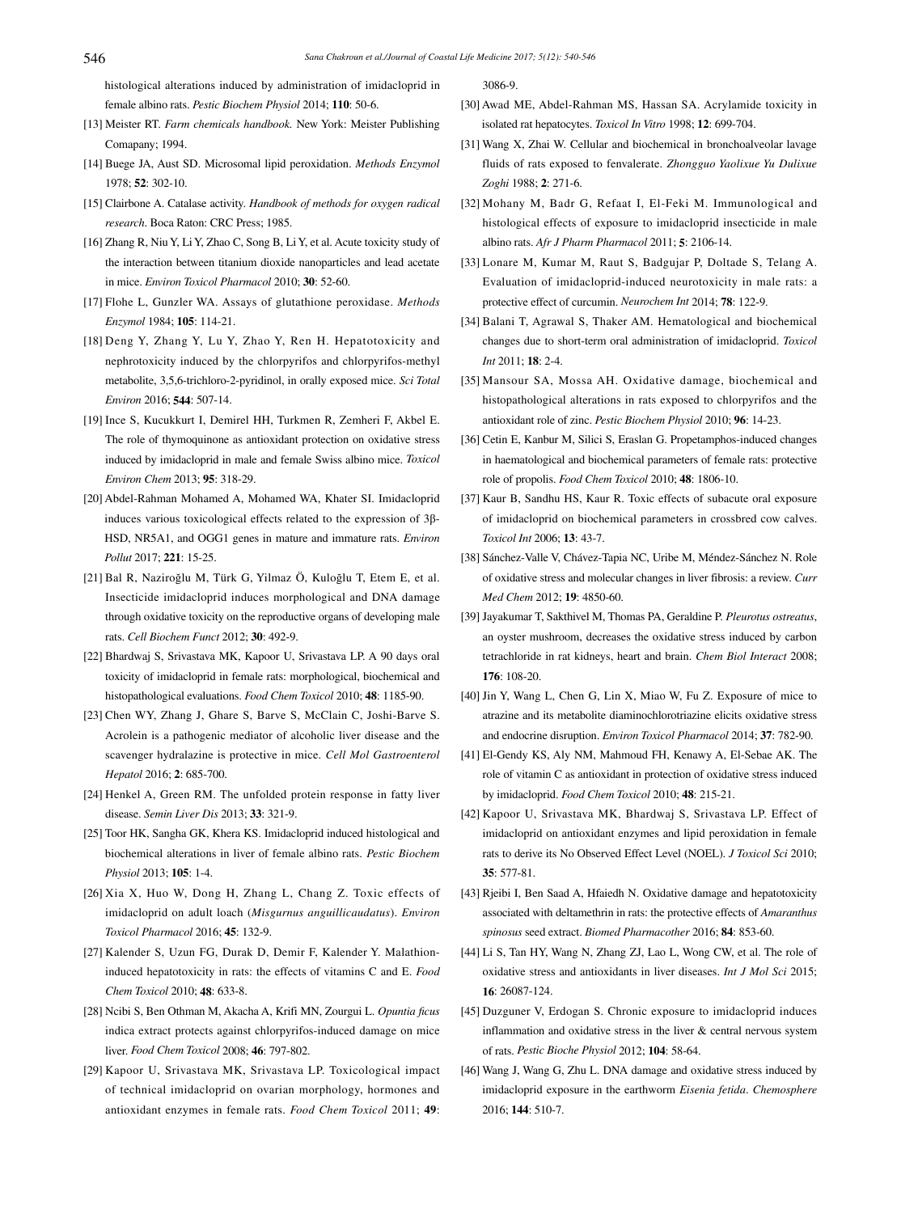histological alterations induced by administration of imidacloprid in female albino rats. *Pestic Biochem Physiol* 2014; **110**: 50-6.

[13] Meister RT. *Farm chemicals handbook.* New York: Meister Publishing Comapany; 1994.

[14] Buege JA, Aust SD. Microsomal lipid peroxidation. *Methods Enzymol* 1978; **52**: 302-10.

[15] Clairbone A. Catalase activity. *Handbook of methods for oxygen radical research*. Boca Raton: CRC Press; 1985.

[16] Zhang R, Niu Y, Li Y, Zhao C, Song B, Li Y, et al. Acute toxicity study of the interaction between titanium dioxide nanoparticles and lead acetate in mice. *Environ Toxicol Pharmacol* 2010; **30**: 52-60.

[17] Flohe L, Gunzler WA. Assays of glutathione peroxidase. *Methods Enzymol* 1984; **105**: 114-21.

[18] Deng Y, Zhang Y, Lu Y, Zhao Y, Ren H. Hepatotoxicity and nephrotoxicity induced by the chlorpyrifos and chlorpyrifos-methyl metabolite, 3,5,6-trichloro-2-pyridinol, in orally exposed mice. *Sci Total Environ* 2016; **544**: 507-14.

[19] Ince S, Kucukkurt I, Demirel HH, Turkmen R, Zemheri F, Akbel E. The role of thymoquinone as antioxidant protection on oxidative stress induced by imidacloprid in male and female Swiss albino mice. *Toxicol Environ Chem* 2013; **95**: 318-29.

[20] Abdel-Rahman Mohamed A, Mohamed WA, Khater SI. Imidacloprid induces various toxicological effects related to the expression of 3β-HSD, NR5A1, and OGG1 genes in mature and immature rats. *Environ Pollut* 2017; **221**: 15-25.

[21] Bal R, Naziroğlu M, Türk G, Yilmaz Ö, Kuloğlu T, Etem E, et al. Insecticide imidacloprid induces morphological and DNA damage through oxidative toxicity on the reproductive organs of developing male rats. *Cell Biochem Funct* 2012; **30**: 492-9.

[22] Bhardwaj S, Srivastava MK, Kapoor U, Srivastava LP. A 90 days oral toxicity of imidacloprid in female rats: morphological, biochemical and histopathological evaluations. *Food Chem Toxicol* 2010; **48**: 1185-90.

[23] Chen WY, Zhang J, Ghare S, Barve S, McClain C, Joshi-Barve S. Acrolein is a pathogenic mediator of alcoholic liver disease and the scavenger hydralazine is protective in mice. *Cell Mol Gastroenterol Hepatol* 2016; **2**: 685-700.

[24] Henkel A, Green RM. The unfolded protein response in fatty liver disease. *Semin Liver Dis* 2013; **33**: 321-9.

[25] Toor HK, Sangha GK, Khera KS. Imidacloprid induced histological and biochemical alterations in liver of female albino rats. *Pestic Biochem Physiol* 2013; **105**: 1-4.

[26] Xia X, Huo W, Dong H, Zhang L, Chang Z. Toxic effects of imidacloprid on adult loach (*Misgurnus anguillicaudatus*). *Environ Toxicol Pharmacol* 2016; **45**: 132-9.

[27] Kalender S, Uzun FG, Durak D, Demir F, Kalender Y. Malathion-induced hepatotoxicity in rats: the effects of vitamins C and E. *Food Chem Toxicol* 2010; **48**: 633-8.

[28] Ncibi S, Ben Othman M, Akacha A, Krifi MN, Zourgui L. *Opuntia ficus* indica extract protects against chlorpyrifos-induced damage on mice liver. *Food Chem Toxicol* 2008; **46**: 797-802.

[29] Kapoor U, Srivastava MK, Srivastava LP. Toxicological impact of technical imidacloprid on ovarian morphology, hormones and antioxidant enzymes in female rats. *Food Chem Toxicol* 2011; **49**: 3086-9.

[30] Awad ME, Abdel-Rahman MS, Hassan SA. Acrylamide toxicity in isolated rat hepatocytes. *Toxicol In Vitro* 1998; **12**: 699-704.

[31] Wang X, Zhai W. Cellular and biochemical in bronchoalveolar lavage fluids of rats exposed to fenvalerate. *Zhongguo Yaolixue Yu Dulixue Zoghi* 1988; **2**: 271-6.

[32] Mohany M, Badr G, Refaat I, El-Feki M. Immunological and histological effects of exposure to imidacloprid insecticide in male albino rats. *Afr J Pharm Pharmacol* 2011; **5**: 2106-14.

[33] Lonare M, Kumar M, Raut S, Badgujar P, Doltade S, Telang A. Evaluation of imidacloprid-induced neurotoxicity in male rats: a protective effect of curcumin. *Neurochem Int* 2014; **78**: 122-9.

[34] Balani T, Agrawal S, Thaker AM. Hematological and biochemical changes due to short-term oral administration of imidacloprid. *Toxicol Int* 2011; **18**: 2-4.

[35] Mansour SA, Mossa AH. Oxidative damage, biochemical and histopathological alterations in rats exposed to chlorpyrifos and the antioxidant role of zinc. *Pestic Biochem Physiol* 2010; **96**: 14-23.

[36] Cetin E, Kanbur M, Silici S, Eraslan G. Propetamphos-induced changes in haematological and biochemical parameters of female rats: protective role of propolis. *Food Chem Toxicol* 2010; **48**: 1806-10.

[37] Kaur B, Sandhu HS, Kaur R. Toxic effects of subacute oral exposure of imidacloprid on biochemical parameters in crossbred cow calves. *Toxicol Int* 2006; **13**: 43-7.

[38] Sánchez-Valle V, Chávez-Tapia NC, Uribe M, Méndez-Sánchez N. Role of oxidative stress and molecular changes in liver fibrosis: a review. *Curr Med Chem* 2012; **19**: 4850-60.

[39] Jayakumar T, Sakthivel M, Thomas PA, Geraldine P. *Pleurotus ostreatus*, an oyster mushroom, decreases the oxidative stress induced by carbon tetrachloride in rat kidneys, heart and brain. *Chem Biol Interact* 2008; **176**: 108-20.

[40] Jin Y, Wang L, Chen G, Lin X, Miao W, Fu Z. Exposure of mice to atrazine and its metabolite diaminochlorotriazine elicits oxidative stress and endocrine disruption. *Environ Toxicol Pharmacol* 2014; **37**: 782-90.

[41] El-Gendy KS, Aly NM, Mahmoud FH, Kenawy A, El-Sebae AK. The role of vitamin C as antioxidant in protection of oxidative stress induced by imidacloprid. *Food Chem Toxicol* 2010; **48**: 215-21.

[42] Kapoor U, Srivastava MK, Bhardwaj S, Srivastava LP. Effect of imidacloprid on antioxidant enzymes and lipid peroxidation in female rats to derive its No Observed Effect Level (NOEL). *J Toxicol Sci* 2010; **35**: 577-81.

[43] Rjeibi I, Ben Saad A, Hfaiedh N. Oxidative damage and hepatotoxicity associated with deltamethrin in rats: the protective effects of *Amaranthus spinosus* seed extract. *Biomed Pharmacother* 2016; **84**: 853-60.

[44] Li S, Tan HY, Wang N, Zhang ZJ, Lao L, Wong CW, et al. The role of oxidative stress and antioxidants in liver diseases. *Int J Mol Sci* 2015; **16**: 26087-124.

[45] Duzguner V, Erdogan S. Chronic exposure to imidacloprid induces inflammation and oxidative stress in the liver & central nervous system of rats. *Pestic Bioche Physiol* 2012; **104**: 58-64.

[46] Wang J, Wang G, Zhu L. DNA damage and oxidative stress induced by imidacloprid exposure in the earthworm *Eisenia fetida*. *Chemosphere* 2016; **144**: 510-7.